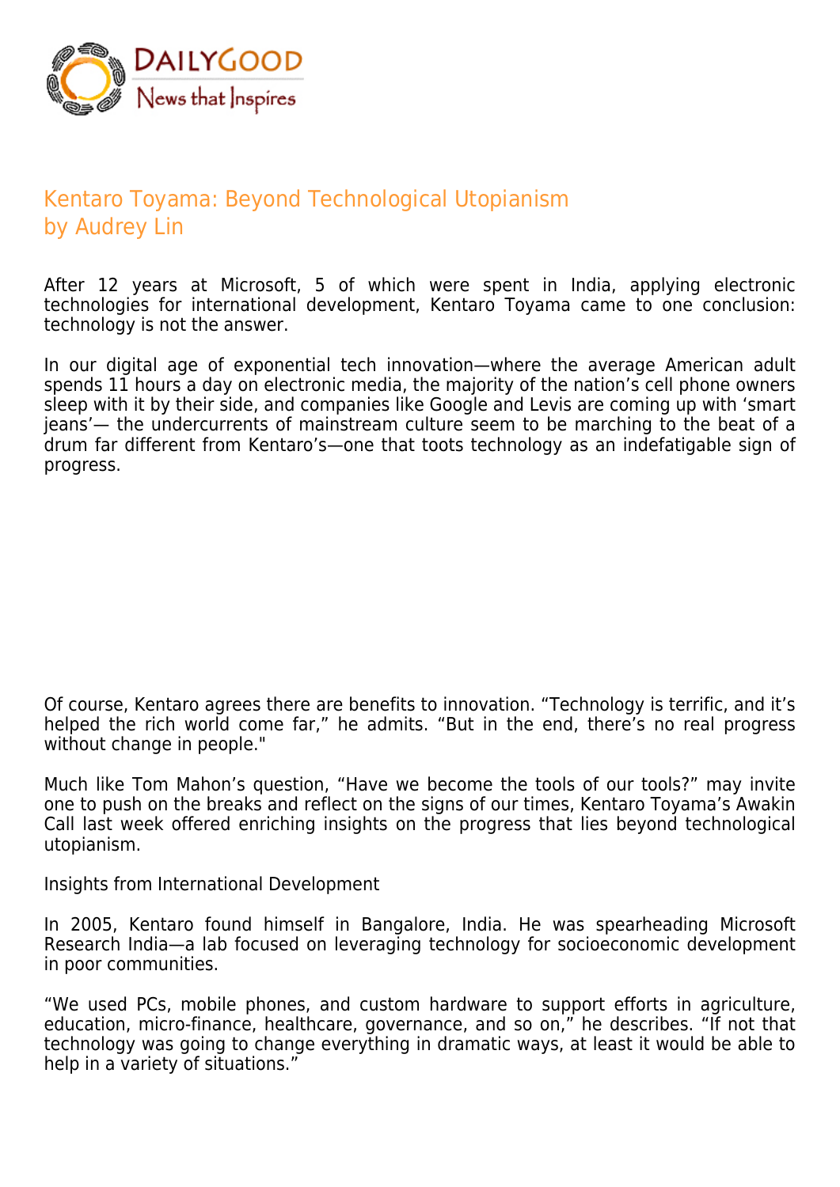# Kentaro Toyama: Beyond Technological Utopianism
by Audrey Lin

After 12 years at Microsoft, 5 of which were spent in India, applying electronic technologies for international development, Kentaro Toyama came to one conclusion: technology is not the answer.

In our digital age of exponential tech innovation—where the average American adult spends 11 hours a day on electronic media, the majority of the nation's cell phone owners sleep with it by their side, and companies like Google and Levis are coming up with 'smart jeans'— the undercurrents of mainstream culture seem to be marching to the beat of a drum far different from Kentaro's—one that toots technology as an indefatigable sign of progress.

Of course, Kentaro agrees there are benefits to innovation. "Technology is terrific, and it's helped the rich world come far," he admits. "But in the end, there's no real progress without change in people."

Much like Tom Mahon's question, "Have we become the tools of our tools?" may invite one to push on the breaks and reflect on the signs of our times, Kentaro Toyama's Awakin Call last week offered enriching insights on the progress that lies beyond technological utopianism.

## Insights from International Development

In 2005, Kentaro found himself in Bangalore, India. He was spearheading Microsoft Research India—a lab focused on leveraging technology for socioeconomic development in poor communities.

"We used PCs, mobile phones, and custom hardware to support efforts in agriculture, education, micro-finance, healthcare, governance, and so on," he describes. "If not that technology was going to change everything in dramatic ways, at least it would be able to help in a variety of situations."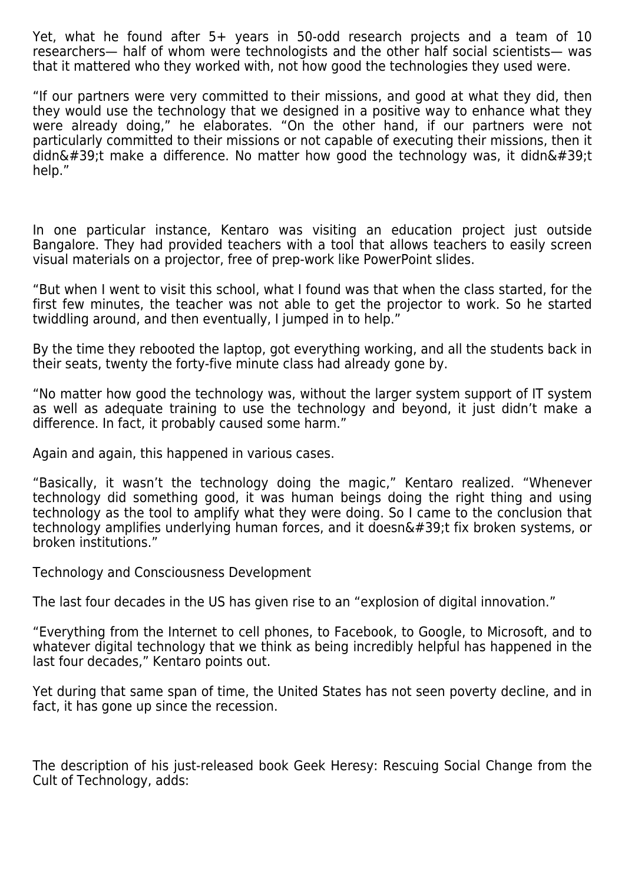Yet, what he found after 5+ years in 50-odd research projects and a team of 10 researchers— half of whom were technologists and the other half social scientists— was that it mattered who they worked with, not how good the technologies they used were.

“If our partners were very committed to their missions, and good at what they did, then they would use the technology that we designed in a positive way to enhance what they were already doing,” he elaborates. “On the other hand, if our partners were not particularly committed to their missions or not capable of executing their missions, then it didn&#39;t make a difference. No matter how good the technology was, it didn&#39;t help.”

In one particular instance, Kentaro was visiting an education project just outside Bangalore. They had provided teachers with a tool that allows teachers to easily screen visual materials on a projector, free of prep-work like PowerPoint slides.

“But when I went to visit this school, what I found was that when the class started, for the first few minutes, the teacher was not able to get the projector to work. So he started twiddling around, and then eventually, I jumped in to help.”

By the time they rebooted the laptop, got everything working, and all the students back in their seats, twenty the forty-five minute class had already gone by.

“No matter how good the technology was, without the larger system support of IT system as well as adequate training to use the technology and beyond, it just didn’t make a difference. In fact, it probably caused some harm.”

Again and again, this happened in various cases.

“Basically, it wasn’t the technology doing the magic,” Kentaro realized. “Whenever technology did something good, it was human beings doing the right thing and using technology as the tool to amplify what they were doing. So I came to the conclusion that technology amplifies underlying human forces, and it doesn&#39;t fix broken systems, or broken institutions.”

## Technology and Consciousness Development

The last four decades in the US has given rise to an “explosion of digital innovation.”

“Everything from the Internet to cell phones, to Facebook, to Google, to Microsoft, and to whatever digital technology that we think as being incredibly helpful has happened in the last four decades,” Kentaro points out.

Yet during that same span of time, the United States has not seen poverty decline, and in fact, it has gone up since the recession.

The description of his just-released book Geek Heresy: Rescuing Social Change from the Cult of Technology, adds: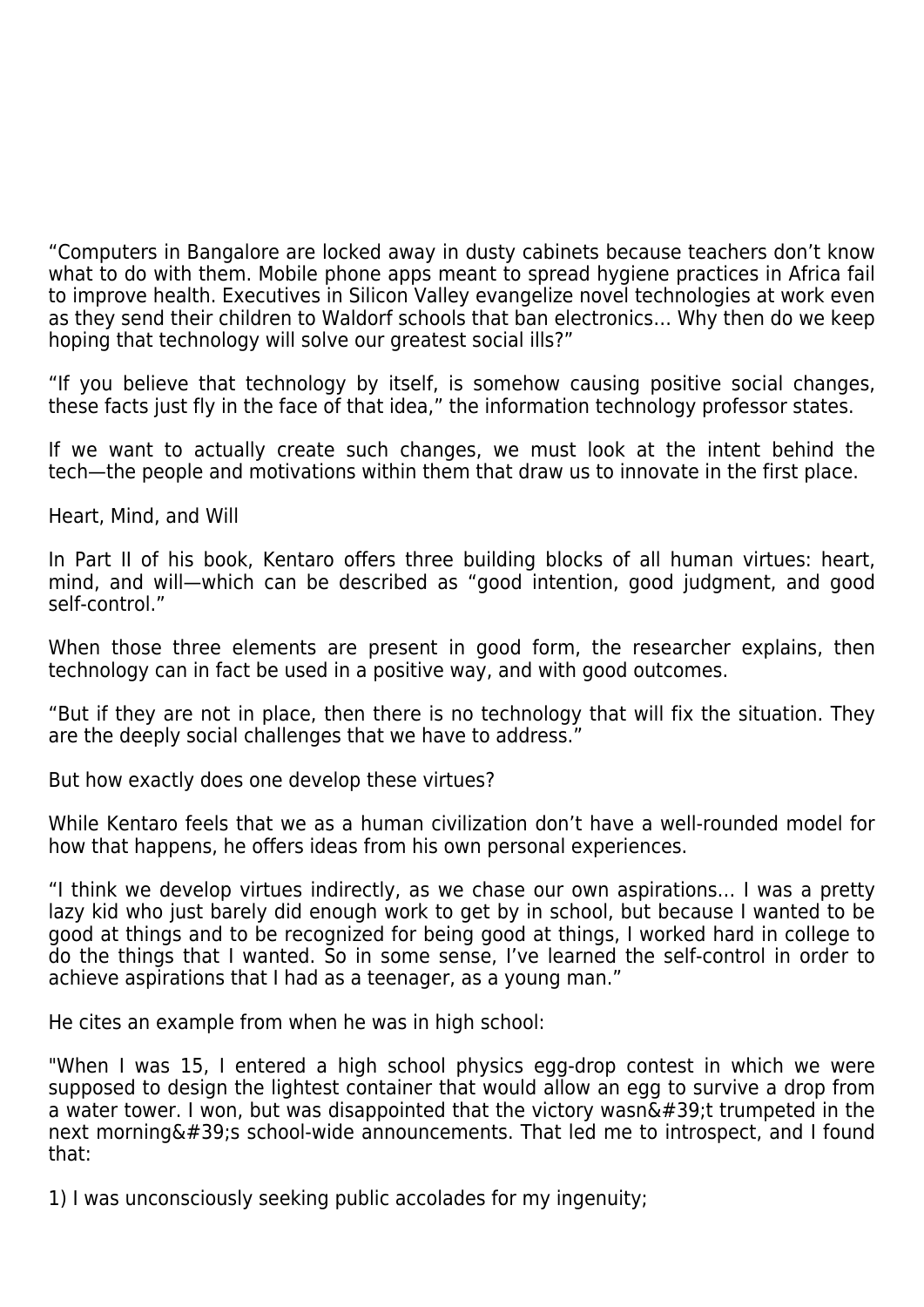“Computers in Bangalore are locked away in dusty cabinets because teachers don’t know what to do with them. Mobile phone apps meant to spread hygiene practices in Africa fail to improve health. Executives in Silicon Valley evangelize novel technologies at work even as they send their children to Waldorf schools that ban electronics… Why then do we keep hoping that technology will solve our greatest social ills?”

“If you believe that technology by itself, is somehow causing positive social changes, these facts just fly in the face of that idea,” the information technology professor states.

If we want to actually create such changes, we must look at the intent behind the tech—the people and motivations within them that draw us to innovate in the first place.

## Heart, Mind, and Will

In Part II of his book, Kentaro offers three building blocks of all human virtues: heart, mind, and will—which can be described as “good intention, good judgment, and good self-control.”

When those three elements are present in good form, the researcher explains, then technology can in fact be used in a positive way, and with good outcomes.

“But if they are not in place, then there is no technology that will fix the situation. They are the deeply social challenges that we have to address.”

But how exactly does one develop these virtues?

While Kentaro feels that we as a human civilization don’t have a well-rounded model for how that happens, he offers ideas from his own personal experiences.

“I think we develop virtues indirectly, as we chase our own aspirations… I was a pretty lazy kid who just barely did enough work to get by in school, but because I wanted to be good at things and to be recognized for being good at things, I worked hard in college to do the things that I wanted. So in some sense, I’ve learned the self-control in order to achieve aspirations that I had as a teenager, as a young man.”

He cites an example from when he was in high school:

"When I was 15, I entered a high school physics egg-drop contest in which we were supposed to design the lightest container that would allow an egg to survive a drop from a water tower. I won, but was disappointed that the victory wasn&#39;t trumpeted in the next morning&#39;s school-wide announcements. That led me to introspect, and I found that:

1) I was unconsciously seeking public accolades for my ingenuity;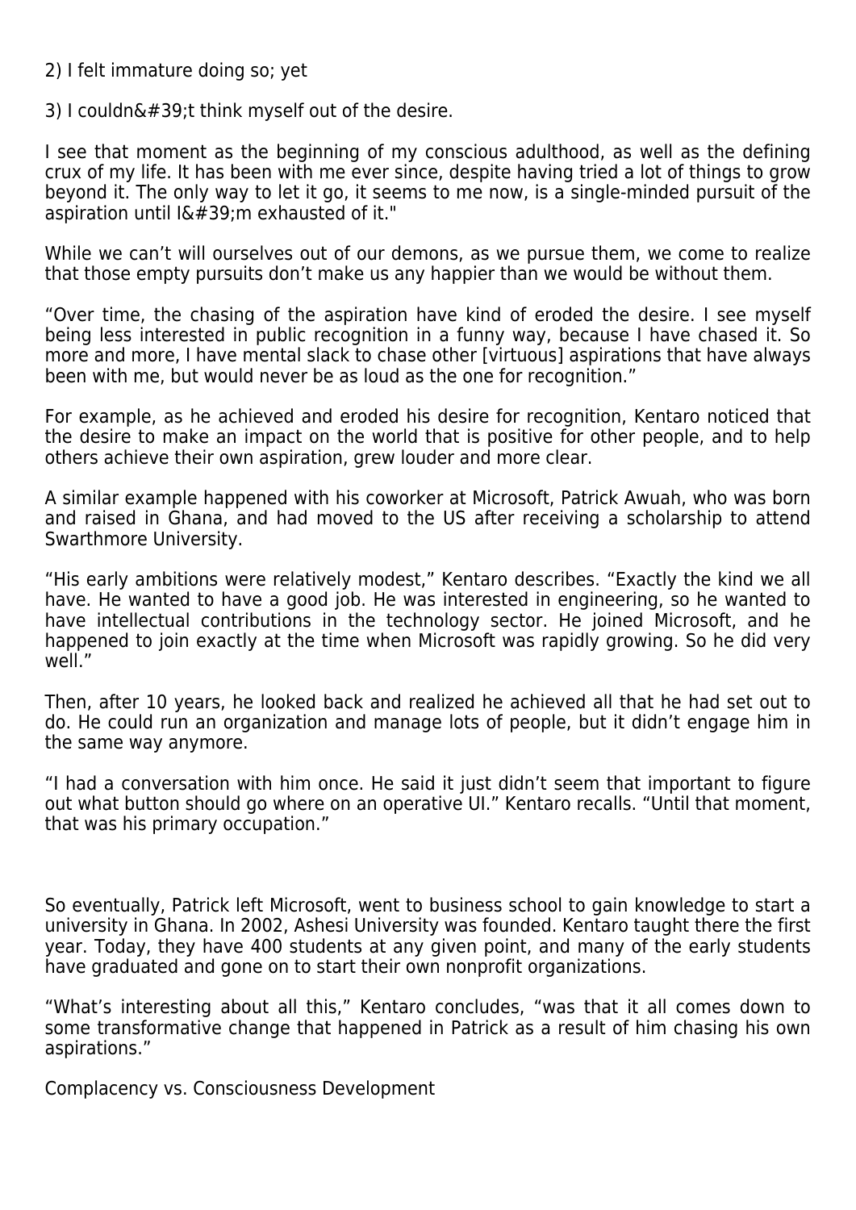2) I felt immature doing so; yet

3) I couldn&#39;t think myself out of the desire.

I see that moment as the beginning of my conscious adulthood, as well as the defining crux of my life. It has been with me ever since, despite having tried a lot of things to grow beyond it. The only way to let it go, it seems to me now, is a single-minded pursuit of the aspiration until I&#39;m exhausted of it."

While we can't will ourselves out of our demons, as we pursue them, we come to realize that those empty pursuits don't make us any happier than we would be without them.

"Over time, the chasing of the aspiration have kind of eroded the desire. I see myself being less interested in public recognition in a funny way, because I have chased it. So more and more, I have mental slack to chase other [virtuous] aspirations that have always been with me, but would never be as loud as the one for recognition."

For example, as he achieved and eroded his desire for recognition, Kentaro noticed that the desire to make an impact on the world that is positive for other people, and to help others achieve their own aspiration, grew louder and more clear.

A similar example happened with his coworker at Microsoft, Patrick Awuah, who was born and raised in Ghana, and had moved to the US after receiving a scholarship to attend Swarthmore University.

"His early ambitions were relatively modest," Kentaro describes. "Exactly the kind we all have. He wanted to have a good job. He was interested in engineering, so he wanted to have intellectual contributions in the technology sector. He joined Microsoft, and he happened to join exactly at the time when Microsoft was rapidly growing. So he did very well."

Then, after 10 years, he looked back and realized he achieved all that he had set out to do. He could run an organization and manage lots of people, but it didn't engage him in the same way anymore.

"I had a conversation with him once. He said it just didn't seem that important to figure out what button should go where on an operative UI." Kentaro recalls. "Until that moment, that was his primary occupation."

So eventually, Patrick left Microsoft, went to business school to gain knowledge to start a university in Ghana. In 2002, Ashesi University was founded. Kentaro taught there the first year. Today, they have 400 students at any given point, and many of the early students have graduated and gone on to start their own nonprofit organizations.

"What's interesting about all this," Kentaro concludes, "was that it all comes down to some transformative change that happened in Patrick as a result of him chasing his own aspirations."

## Complacency vs. Consciousness Development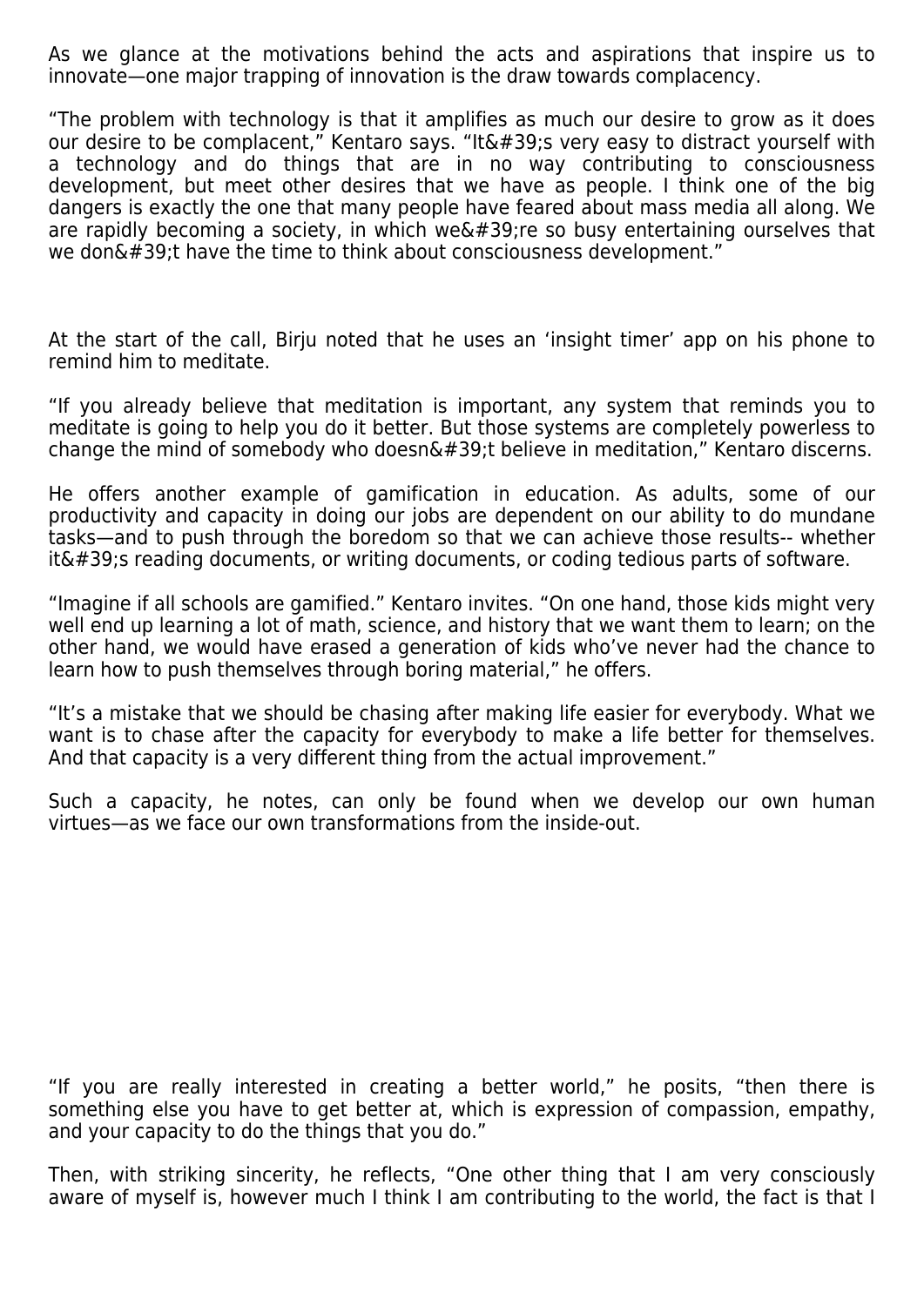As we glance at the motivations behind the acts and aspirations that inspire us to innovate—one major trapping of innovation is the draw towards complacency.

"The problem with technology is that it amplifies as much our desire to grow as it does our desire to be complacent," Kentaro says. "It&#39;s very easy to distract yourself with a technology and do things that are in no way contributing to consciousness development, but meet other desires that we have as people. I think one of the big dangers is exactly the one that many people have feared about mass media all along. We are rapidly becoming a society, in which we&#39;re so busy entertaining ourselves that we don&#39;t have the time to think about consciousness development."

At the start of the call, Birju noted that he uses an 'insight timer' app on his phone to remind him to meditate.

"If you already believe that meditation is important, any system that reminds you to meditate is going to help you do it better. But those systems are completely powerless to change the mind of somebody who doesn&#39;t believe in meditation," Kentaro discerns.

He offers another example of gamification in education. As adults, some of our productivity and capacity in doing our jobs are dependent on our ability to do mundane tasks—and to push through the boredom so that we can achieve those results-- whether it&#39;s reading documents, or writing documents, or coding tedious parts of software.

"Imagine if all schools are gamified." Kentaro invites. "On one hand, those kids might very well end up learning a lot of math, science, and history that we want them to learn; on the other hand, we would have erased a generation of kids who've never had the chance to learn how to push themselves through boring material," he offers.

"It's a mistake that we should be chasing after making life easier for everybody. What we want is to chase after the capacity for everybody to make a life better for themselves. And that capacity is a very different thing from the actual improvement."

Such a capacity, he notes, can only be found when we develop our own human virtues—as we face our own transformations from the inside-out.

"If you are really interested in creating a better world," he posits, "then there is something else you have to get better at, which is expression of compassion, empathy, and your capacity to do the things that you do."

Then, with striking sincerity, he reflects, "One other thing that I am very consciously aware of myself is, however much I think I am contributing to the world, the fact is that I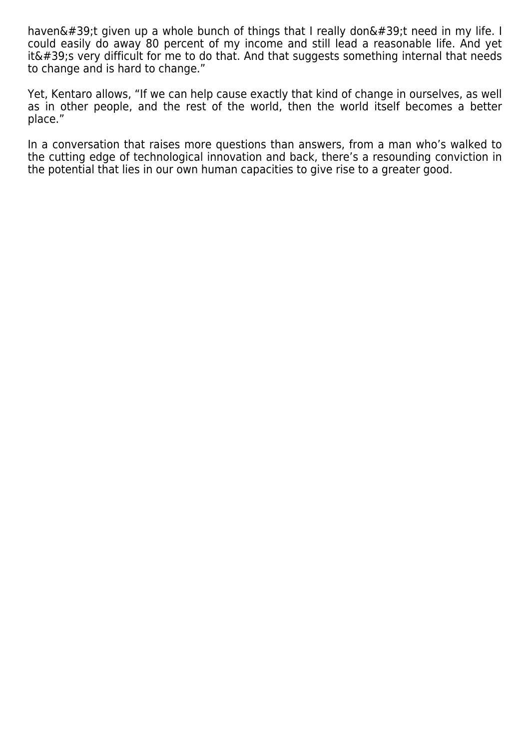haven&#39;t given up a whole bunch of things that I really don&#39;t need in my life. I could easily do away 80 percent of my income and still lead a reasonable life. And yet it&#39;s very difficult for me to do that. And that suggests something internal that needs to change and is hard to change."

Yet, Kentaro allows, "If we can help cause exactly that kind of change in ourselves, as well as in other people, and the rest of the world, then the world itself becomes a better place."

In a conversation that raises more questions than answers, from a man who's walked to the cutting edge of technological innovation and back, there's a resounding conviction in the potential that lies in our own human capacities to give rise to a greater good.